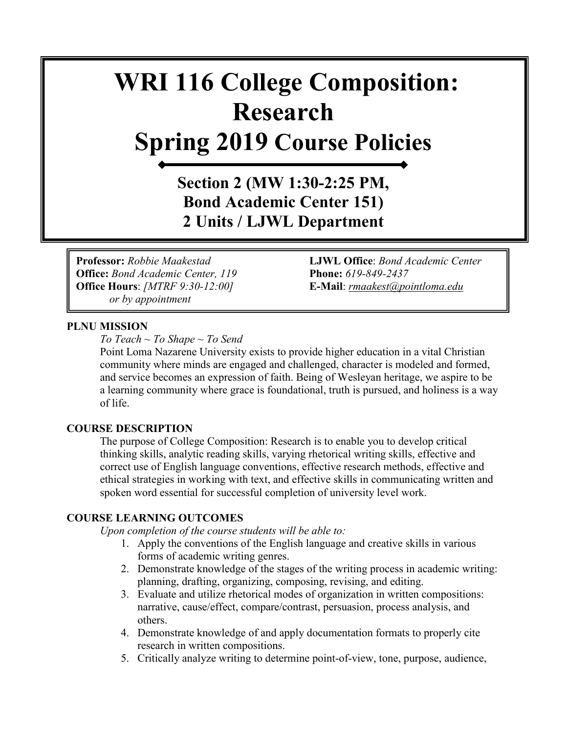# WRI 116 College Composition: Research
# Spring 2019 Course Policies

## Section 2 (MW 1:30-2:25 PM, Bond Academic Center 151)
## 2 Units / LJWL Department

**Professor:** *Robbie Maakestad*
**Office:** *Bond Academic Center, 119*
**Office Hours**: *[MTRF 9:30-12:00] or by appointment*

**LJWL Office**: *Bond Academic Center*
**Phone:** *619-849-2437*
**E-Mail**: *rmaakest@pointloma.edu*

**PLNU MISSION**

*To Teach ~ To Shape ~ To Send*

Point Loma Nazarene University exists to provide higher education in a vital Christian community where minds are engaged and challenged, character is modeled and formed, and service becomes an expression of faith. Being of Wesleyan heritage, we aspire to be a learning community where grace is foundational, truth is pursued, and holiness is a way of life.

**COURSE DESCRIPTION**

The purpose of College Composition: Research is to enable you to develop critical thinking skills, analytic reading skills, varying rhetorical writing skills, effective and correct use of English language conventions, effective research methods, effective and ethical strategies in working with text, and effective skills in communicating written and spoken word essential for successful completion of university level work.

**COURSE LEARNING OUTCOMES**

*Upon completion of the course students will be able to:*

1. Apply the conventions of the English language and creative skills in various forms of academic writing genres.
2. Demonstrate knowledge of the stages of the writing process in academic writing: planning, drafting, organizing, composing, revising, and editing.
3. Evaluate and utilize rhetorical modes of organization in written compositions: narrative, cause/effect, compare/contrast, persuasion, process analysis, and others.
4. Demonstrate knowledge of and apply documentation formats to properly cite research in written compositions.
5. Critically analyze writing to determine point-of-view, tone, purpose, audience,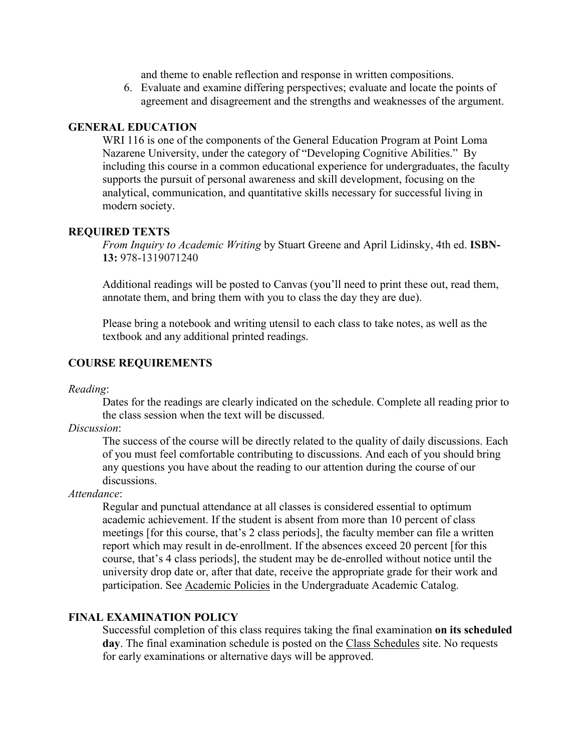and theme to enable reflection and response in written compositions.

6. Evaluate and examine differing perspectives; evaluate and locate the points of agreement and disagreement and the strengths and weaknesses of the argument.

## GENERAL EDUCATION

WRI 116 is one of the components of the General Education Program at Point Loma Nazarene University, under the category of "Developing Cognitive Abilities." By including this course in a common educational experience for undergraduates, the faculty supports the pursuit of personal awareness and skill development, focusing on the analytical, communication, and quantitative skills necessary for successful living in modern society.

## REQUIRED TEXTS

*From Inquiry to Academic Writing* by Stuart Greene and April Lidinsky, 4th ed. **ISBN-13:** 978-1319071240

Additional readings will be posted to Canvas (you'll need to print these out, read them, annotate them, and bring them with you to class the day they are due).

Please bring a notebook and writing utensil to each class to take notes, as well as the textbook and any additional printed readings.

## COURSE REQUIREMENTS

*Reading*:

Dates for the readings are clearly indicated on the schedule. Complete all reading prior to the class session when the text will be discussed.

*Discussion*:

The success of the course will be directly related to the quality of daily discussions. Each of you must feel comfortable contributing to discussions. And each of you should bring any questions you have about the reading to our attention during the course of our discussions.

*Attendance*:

Regular and punctual attendance at all classes is considered essential to optimum academic achievement. If the student is absent from more than 10 percent of class meetings [for this course, that's 2 class periods], the faculty member can file a written report which may result in de-enrollment. If the absences exceed 20 percent [for this course, that's 4 class periods], the student may be de-enrolled without notice until the university drop date or, after that date, receive the appropriate grade for their work and participation. See Academic Policies in the Undergraduate Academic Catalog.

## FINAL EXAMINATION POLICY

Successful completion of this class requires taking the final examination **on its scheduled day**. The final examination schedule is posted on the Class Schedules site. No requests for early examinations or alternative days will be approved.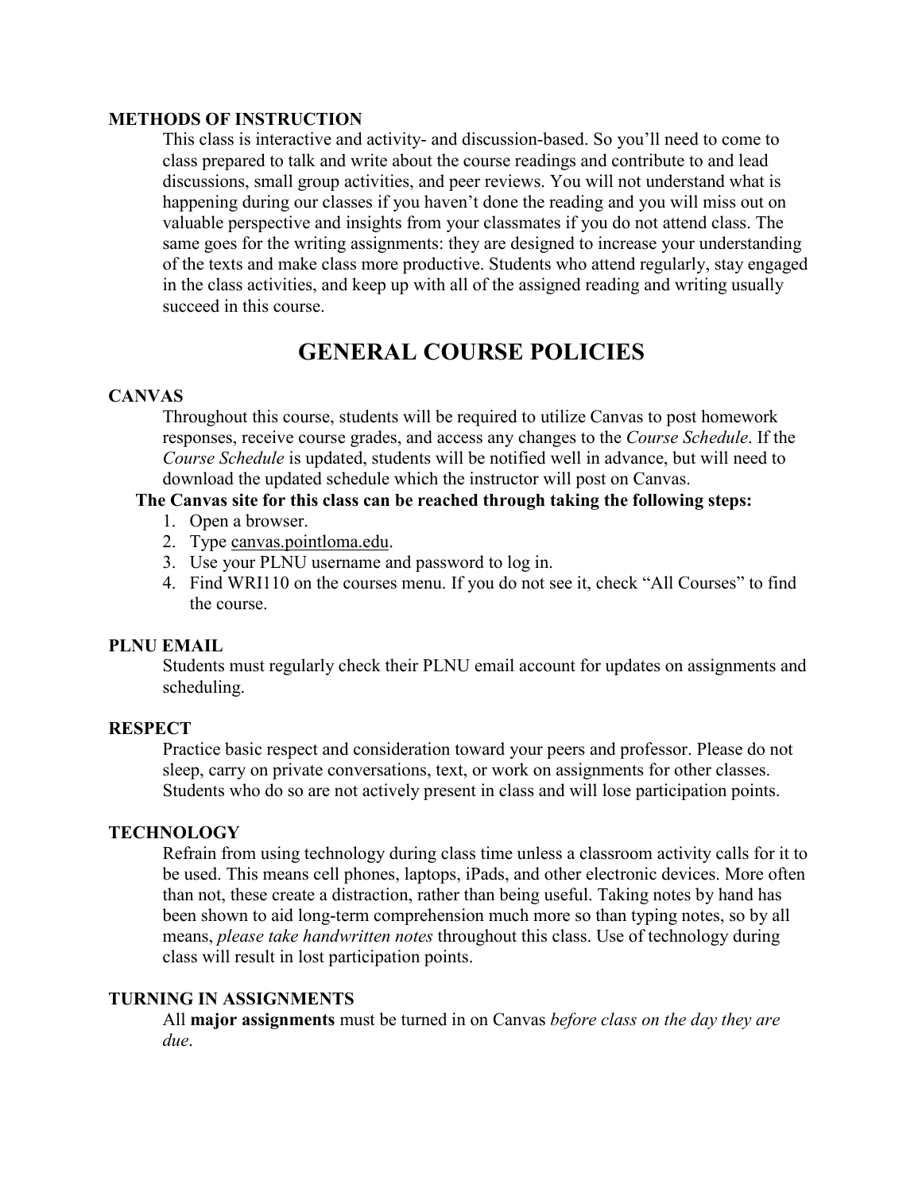### METHODS OF INSTRUCTION

This class is interactive and activity- and discussion-based. So you'll need to come to class prepared to talk and write about the course readings and contribute to and lead discussions, small group activities, and peer reviews. You will not understand what is happening during our classes if you haven't done the reading and you will miss out on valuable perspective and insights from your classmates if you do not attend class. The same goes for the writing assignments: they are designed to increase your understanding of the texts and make class more productive. Students who attend regularly, stay engaged in the class activities, and keep up with all of the assigned reading and writing usually succeed in this course.

## GENERAL COURSE POLICIES

### CANVAS

Throughout this course, students will be required to utilize Canvas to post homework responses, receive course grades, and access any changes to the *Course Schedule*. If the *Course Schedule* is updated, students will be notified well in advance, but will need to download the updated schedule which the instructor will post on Canvas.

**The Canvas site for this class can be reached through taking the following steps:**

1. Open a browser.
2. Type canvas.pointloma.edu.
3. Use your PLNU username and password to log in.
4. Find WRI110 on the courses menu. If you do not see it, check "All Courses" to find the course.

### PLNU EMAIL

Students must regularly check their PLNU email account for updates on assignments and scheduling.

### RESPECT

Practice basic respect and consideration toward your peers and professor. Please do not sleep, carry on private conversations, text, or work on assignments for other classes. Students who do so are not actively present in class and will lose participation points.

### TECHNOLOGY

Refrain from using technology during class time unless a classroom activity calls for it to be used. This means cell phones, laptops, iPads, and other electronic devices. More often than not, these create a distraction, rather than being useful. Taking notes by hand has been shown to aid long-term comprehension much more so than typing notes, so by all means, *please take handwritten notes* throughout this class. Use of technology during class will result in lost participation points.

### TURNING IN ASSIGNMENTS

All **major assignments** must be turned in on Canvas *before class on the day they are due*.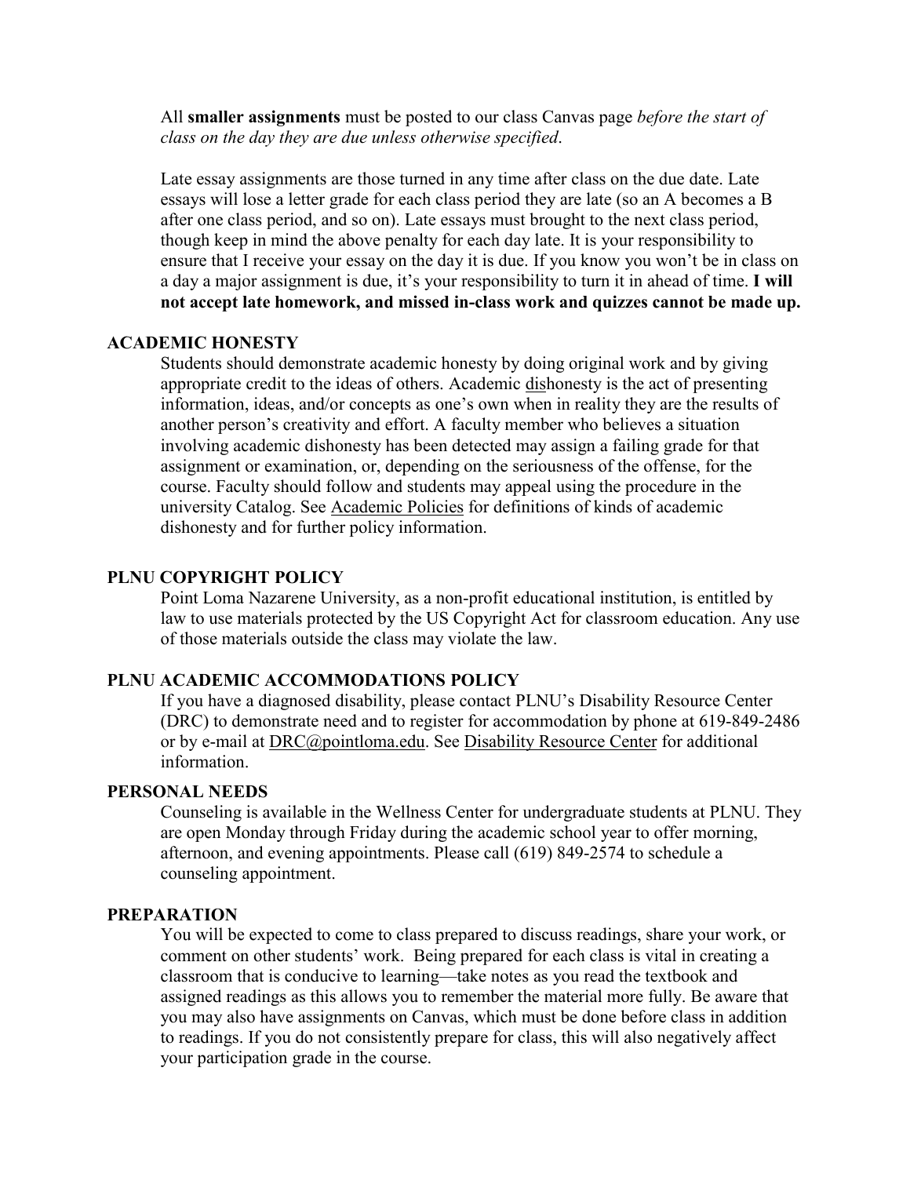All **smaller assignments** must be posted to our class Canvas page *before the start of class on the day they are due unless otherwise specified*.

Late essay assignments are those turned in any time after class on the due date. Late essays will lose a letter grade for each class period they are late (so an A becomes a B after one class period, and so on). Late essays must brought to the next class period, though keep in mind the above penalty for each day late. It is your responsibility to ensure that I receive your essay on the day it is due. If you know you won't be in class on a day a major assignment is due, it's your responsibility to turn it in ahead of time. **I will not accept late homework, and missed in-class work and quizzes cannot be made up.**

## ACADEMIC HONESTY

Students should demonstrate academic honesty by doing original work and by giving appropriate credit to the ideas of others. Academic dishonesty is the act of presenting information, ideas, and/or concepts as one's own when in reality they are the results of another person's creativity and effort. A faculty member who believes a situation involving academic dishonesty has been detected may assign a failing grade for that assignment or examination, or, depending on the seriousness of the offense, for the course. Faculty should follow and students may appeal using the procedure in the university Catalog. See Academic Policies for definitions of kinds of academic dishonesty and for further policy information.

## PLNU COPYRIGHT POLICY

Point Loma Nazarene University, as a non-profit educational institution, is entitled by law to use materials protected by the US Copyright Act for classroom education. Any use of those materials outside the class may violate the law.

## PLNU ACADEMIC ACCOMMODATIONS POLICY

If you have a diagnosed disability, please contact PLNU's Disability Resource Center (DRC) to demonstrate need and to register for accommodation by phone at 619-849-2486 or by e-mail at DRC@pointloma.edu. See Disability Resource Center for additional information.

## PERSONAL NEEDS

Counseling is available in the Wellness Center for undergraduate students at PLNU. They are open Monday through Friday during the academic school year to offer morning, afternoon, and evening appointments. Please call (619) 849-2574 to schedule a counseling appointment.

## PREPARATION

You will be expected to come to class prepared to discuss readings, share your work, or comment on other students' work. Being prepared for each class is vital in creating a classroom that is conducive to learning—take notes as you read the textbook and assigned readings as this allows you to remember the material more fully. Be aware that you may also have assignments on Canvas, which must be done before class in addition to readings. If you do not consistently prepare for class, this will also negatively affect your participation grade in the course.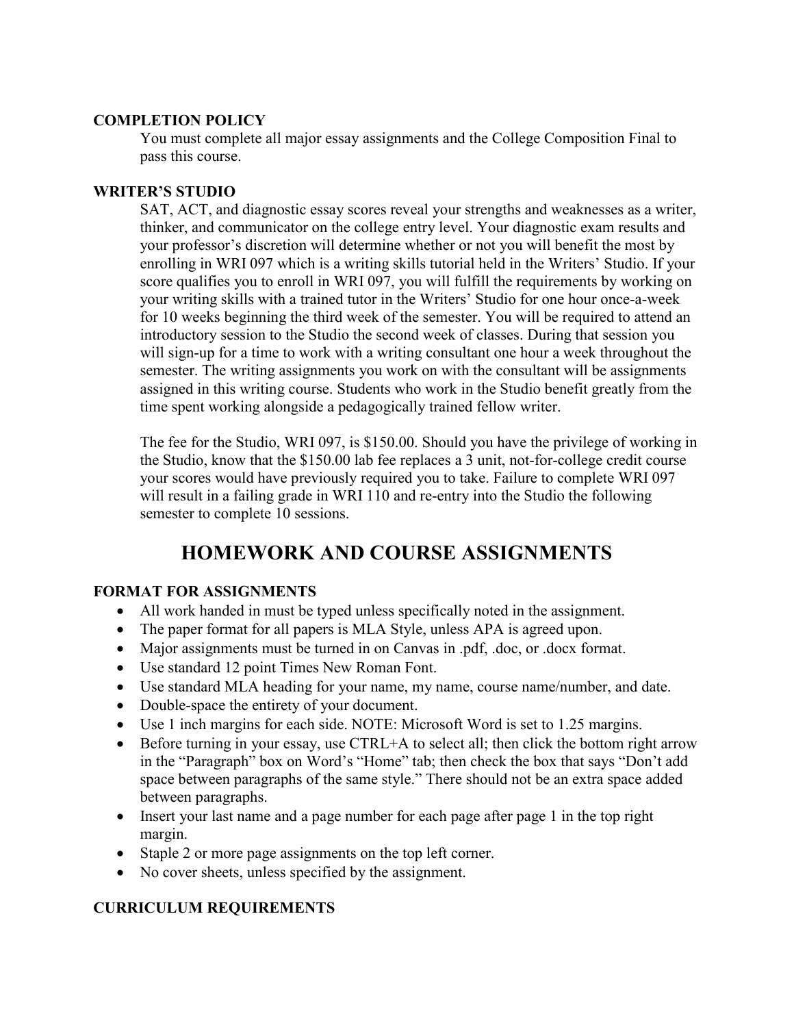### COMPLETION POLICY

You must complete all major essay assignments and the College Composition Final to pass this course.

### WRITER'S STUDIO

SAT, ACT, and diagnostic essay scores reveal your strengths and weaknesses as a writer, thinker, and communicator on the college entry level. Your diagnostic exam results and your professor's discretion will determine whether or not you will benefit the most by enrolling in WRI 097 which is a writing skills tutorial held in the Writers' Studio. If your score qualifies you to enroll in WRI 097, you will fulfill the requirements by working on your writing skills with a trained tutor in the Writers' Studio for one hour once-a-week for 10 weeks beginning the third week of the semester. You will be required to attend an introductory session to the Studio the second week of classes. During that session you will sign-up for a time to work with a writing consultant one hour a week throughout the semester. The writing assignments you work on with the consultant will be assignments assigned in this writing course. Students who work in the Studio benefit greatly from the time spent working alongside a pedagogically trained fellow writer.

The fee for the Studio, WRI 097, is $150.00. Should you have the privilege of working in the Studio, know that the $150.00 lab fee replaces a 3 unit, not-for-college credit course your scores would have previously required you to take. Failure to complete WRI 097 will result in a failing grade in WRI 110 and re-entry into the Studio the following semester to complete 10 sessions.

## HOMEWORK AND COURSE ASSIGNMENTS

### FORMAT FOR ASSIGNMENTS

- All work handed in must be typed unless specifically noted in the assignment.
- The paper format for all papers is MLA Style, unless APA is agreed upon.
- Major assignments must be turned in on Canvas in .pdf, .doc, or .docx format.
- Use standard 12 point Times New Roman Font.
- Use standard MLA heading for your name, my name, course name/number, and date.
- Double-space the entirety of your document.
- Use 1 inch margins for each side. NOTE: Microsoft Word is set to 1.25 margins.
- Before turning in your essay, use CTRL+A to select all; then click the bottom right arrow in the "Paragraph" box on Word's "Home" tab; then check the box that says "Don't add space between paragraphs of the same style." There should not be an extra space added between paragraphs.
- Insert your last name and a page number for each page after page 1 in the top right margin.
- Staple 2 or more page assignments on the top left corner.
- No cover sheets, unless specified by the assignment.

### CURRICULUM REQUIREMENTS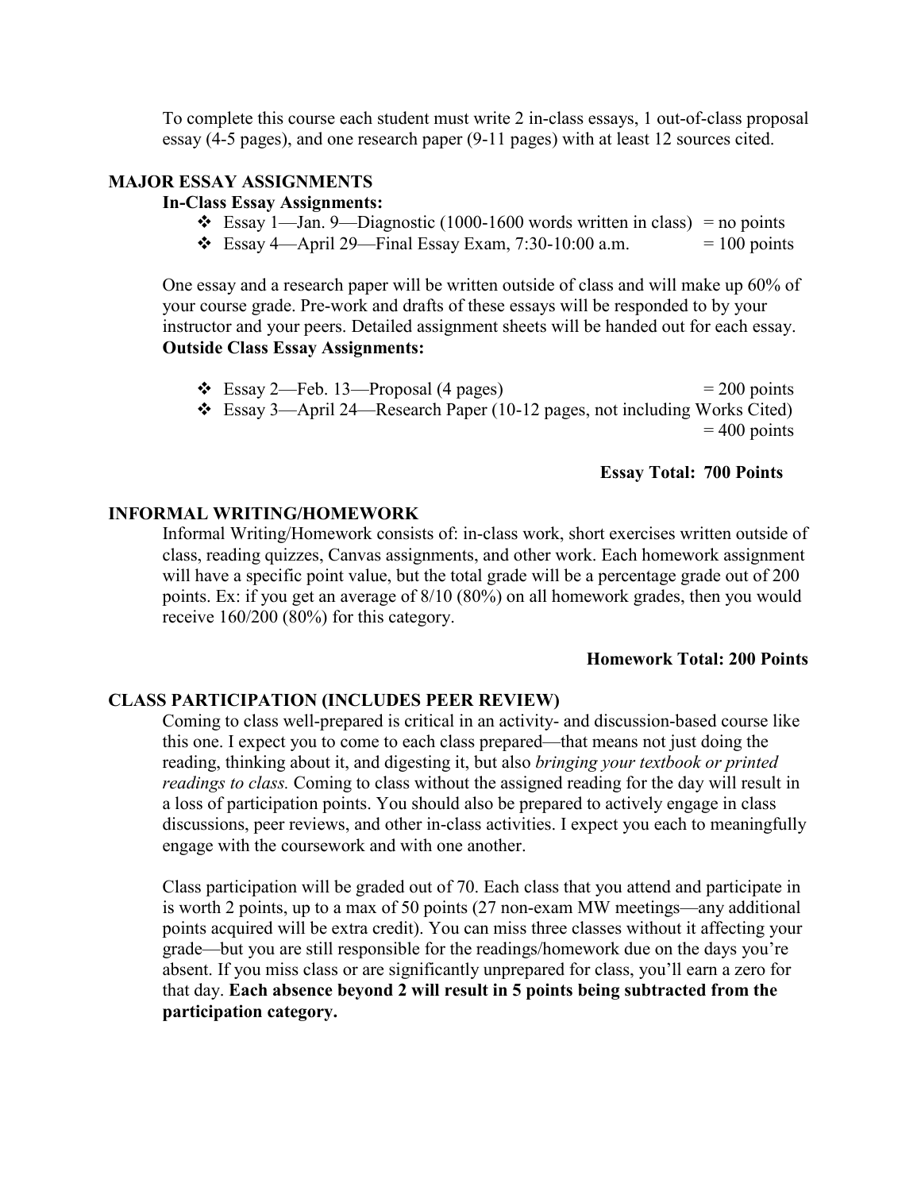To complete this course each student must write 2 in-class essays, 1 out-of-class proposal essay (4-5 pages), and one research paper (9-11 pages) with at least 12 sources cited.

## MAJOR ESSAY ASSIGNMENTS

### In-Class Essay Assignments:

- Essay 1—Jan. 9—Diagnostic (1000-1600 words written in class) = no points
- Essay 4—April 29—Final Essay Exam, 7:30-10:00 a.m. = 100 points

One essay and a research paper will be written outside of class and will make up 60% of your course grade. Pre-work and drafts of these essays will be responded to by your instructor and your peers. Detailed assignment sheets will be handed out for each essay.

### Outside Class Essay Assignments:

- Essay 2—Feb. 13—Proposal (4 pages) = 200 points
- Essay 3—April 24—Research Paper (10-12 pages, not including Works Cited) = 400 points

**Essay Total: 700 Points**

## INFORMAL WRITING/HOMEWORK

Informal Writing/Homework consists of: in-class work, short exercises written outside of class, reading quizzes, Canvas assignments, and other work. Each homework assignment will have a specific point value, but the total grade will be a percentage grade out of 200 points. Ex: if you get an average of 8/10 (80%) on all homework grades, then you would receive 160/200 (80%) for this category.

**Homework Total: 200 Points**

## CLASS PARTICIPATION (INCLUDES PEER REVIEW)

Coming to class well-prepared is critical in an activity- and discussion-based course like this one. I expect you to come to each class prepared—that means not just doing the reading, thinking about it, and digesting it, but also *bringing your textbook or printed readings to class.* Coming to class without the assigned reading for the day will result in a loss of participation points. You should also be prepared to actively engage in class discussions, peer reviews, and other in-class activities. I expect you each to meaningfully engage with the coursework and with one another.

Class participation will be graded out of 70. Each class that you attend and participate in is worth 2 points, up to a max of 50 points (27 non-exam MW meetings—any additional points acquired will be extra credit). You can miss three classes without it affecting your grade—but you are still responsible for the readings/homework due on the days you're absent. If you miss class or are significantly unprepared for class, you'll earn a zero for that day. **Each absence beyond 2 will result in 5 points being subtracted from the participation category.**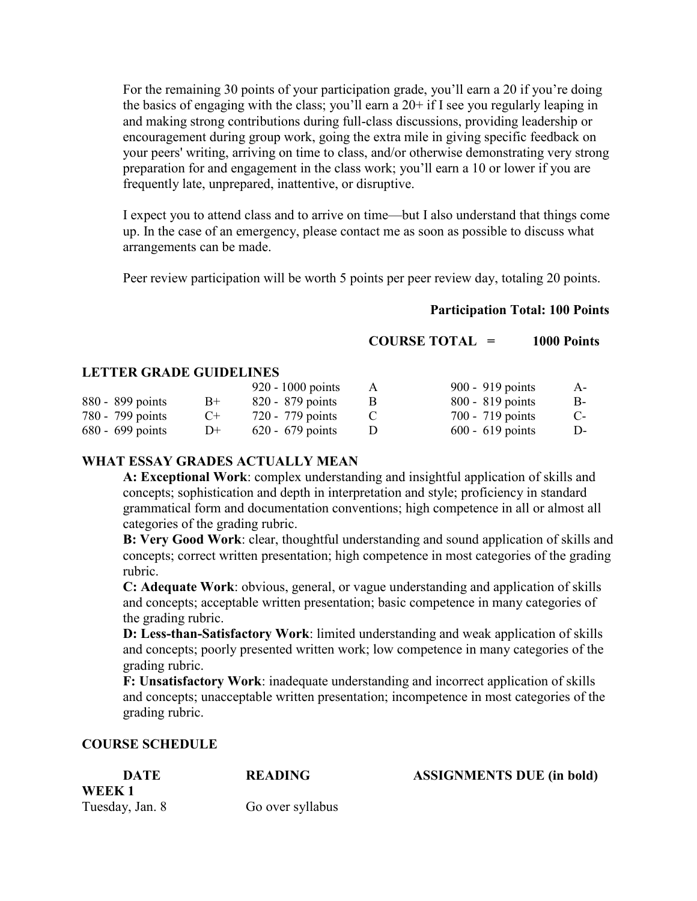For the remaining 30 points of your participation grade, you'll earn a 20 if you're doing the basics of engaging with the class; you'll earn a 20+ if I see you regularly leaping in and making strong contributions during full-class discussions, providing leadership or encouragement during group work, going the extra mile in giving specific feedback on your peers' writing, arriving on time to class, and/or otherwise demonstrating very strong preparation for and engagement in the class work; you'll earn a 10 or lower if you are frequently late, unprepared, inattentive, or disruptive.

I expect you to attend class and to arrive on time—but I also understand that things come up. In the case of an emergency, please contact me as soon as possible to discuss what arrangements can be made.

Peer review participation will be worth 5 points per peer review day, totaling 20 points.

**Participation Total: 100 Points**

**COURSE TOTAL = 1000 Points**

## LETTER GRADE GUIDELINES

| | | | | | |
|---|---|---|---|---|---|
| | | 920 - 1000 points | A | 900 - 919 points | A- |
| 880 - 899 points | B+ | 820 - 879 points | B | 800 - 819 points | B- |
| 780 - 799 points | C+ | 720 - 779 points | C | 700 - 719 points | C- |
| 680 - 699 points | D+ | 620 - 679 points | D | 600 - 619 points | D- |

## WHAT ESSAY GRADES ACTUALLY MEAN

**A: Exceptional Work**: complex understanding and insightful application of skills and concepts; sophistication and depth in interpretation and style; proficiency in standard grammatical form and documentation conventions; high competence in all or almost all categories of the grading rubric.

**B: Very Good Work**: clear, thoughtful understanding and sound application of skills and concepts; correct written presentation; high competence in most categories of the grading rubric.

**C: Adequate Work**: obvious, general, or vague understanding and application of skills and concepts; acceptable written presentation; basic competence in many categories of the grading rubric.

**D: Less-than-Satisfactory Work**: limited understanding and weak application of skills and concepts; poorly presented written work; low competence in many categories of the grading rubric.

**F: Unsatisfactory Work**: inadequate understanding and incorrect application of skills and concepts; unacceptable written presentation; incompetence in most categories of the grading rubric.

## COURSE SCHEDULE

| **DATE** | **READING** | **ASSIGNMENTS DUE (in bold)** |
|---|---|---|
| **WEEK 1** | | |
| Tuesday, Jan. 8 | Go over syllabus | |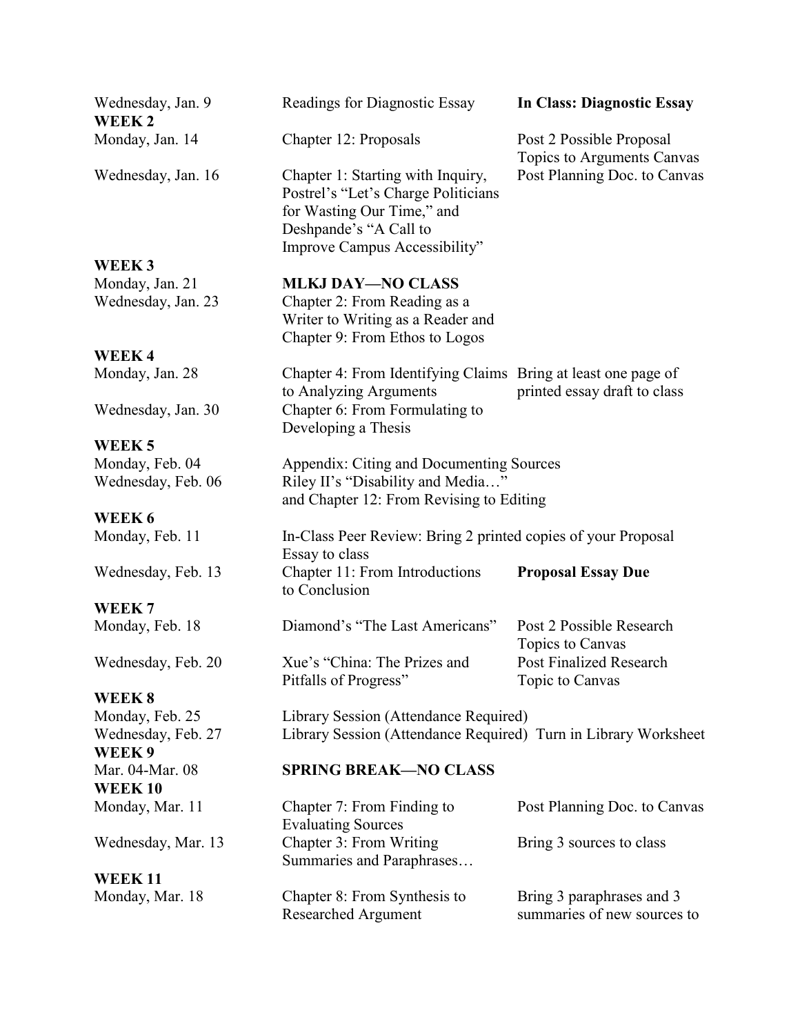| | | |
|---|---|---|
| Wednesday, Jan. 9 | Readings for Diagnostic Essay | **In Class: Diagnostic Essay** |
| **WEEK 2** | | |
| Monday, Jan. 14 | Chapter 12: Proposals | Post 2 Possible Proposal Topics to Arguments Canvas |
| Wednesday, Jan. 16 | Chapter 1: Starting with Inquiry, Postrel's "Let's Charge Politicians for Wasting Our Time," and Deshpande's "A Call to Improve Campus Accessibility" | Post Planning Doc. to Canvas |
| **WEEK 3** | | |
| Monday, Jan. 21 | **MLKJ DAY—NO CLASS** | |
| Wednesday, Jan. 23 | Chapter 2: From Reading as a Writer to Writing as a Reader and Chapter 9: From Ethos to Logos | |
| **WEEK 4** | | |
| Monday, Jan. 28 | Chapter 4: From Identifying Claims to Analyzing Arguments | Bring at least one page of printed essay draft to class |
| Wednesday, Jan. 30 | Chapter 6: From Formulating to Developing a Thesis | |
| **WEEK 5** | | |
| Monday, Feb. 04 | Appendix: Citing and Documenting Sources | |
| Wednesday, Feb. 06 | Riley II's "Disability and Media…" and Chapter 12: From Revising to Editing | |
| **WEEK 6** | | |
| Monday, Feb. 11 | In-Class Peer Review: Bring 2 printed copies of your Proposal Essay to class | |
| Wednesday, Feb. 13 | Chapter 11: From Introductions to Conclusion | **Proposal Essay Due** |
| **WEEK 7** | | |
| Monday, Feb. 18 | Diamond's "The Last Americans" | Post 2 Possible Research Topics to Canvas |
| Wednesday, Feb. 20 | Xue's "China: The Prizes and Pitfalls of Progress" | Post Finalized Research Topic to Canvas |
| **WEEK 8** | | |
| Monday, Feb. 25 | Library Session (Attendance Required) | |
| Wednesday, Feb. 27 | Library Session (Attendance Required) | Turn in Library Worksheet |
| **WEEK 9** | | |
| Mar. 04-Mar. 08 | **SPRING BREAK—NO CLASS** | |
| **WEEK 10** | | |
| Monday, Mar. 11 | Chapter 7: From Finding to Evaluating Sources | Post Planning Doc. to Canvas |
| Wednesday, Mar. 13 | Chapter 3: From Writing Summaries and Paraphrases… | Bring 3 sources to class |
| **WEEK 11** | | |
| Monday, Mar. 18 | Chapter 8: From Synthesis to Researched Argument | Bring 3 paraphrases and 3 summaries of new sources to |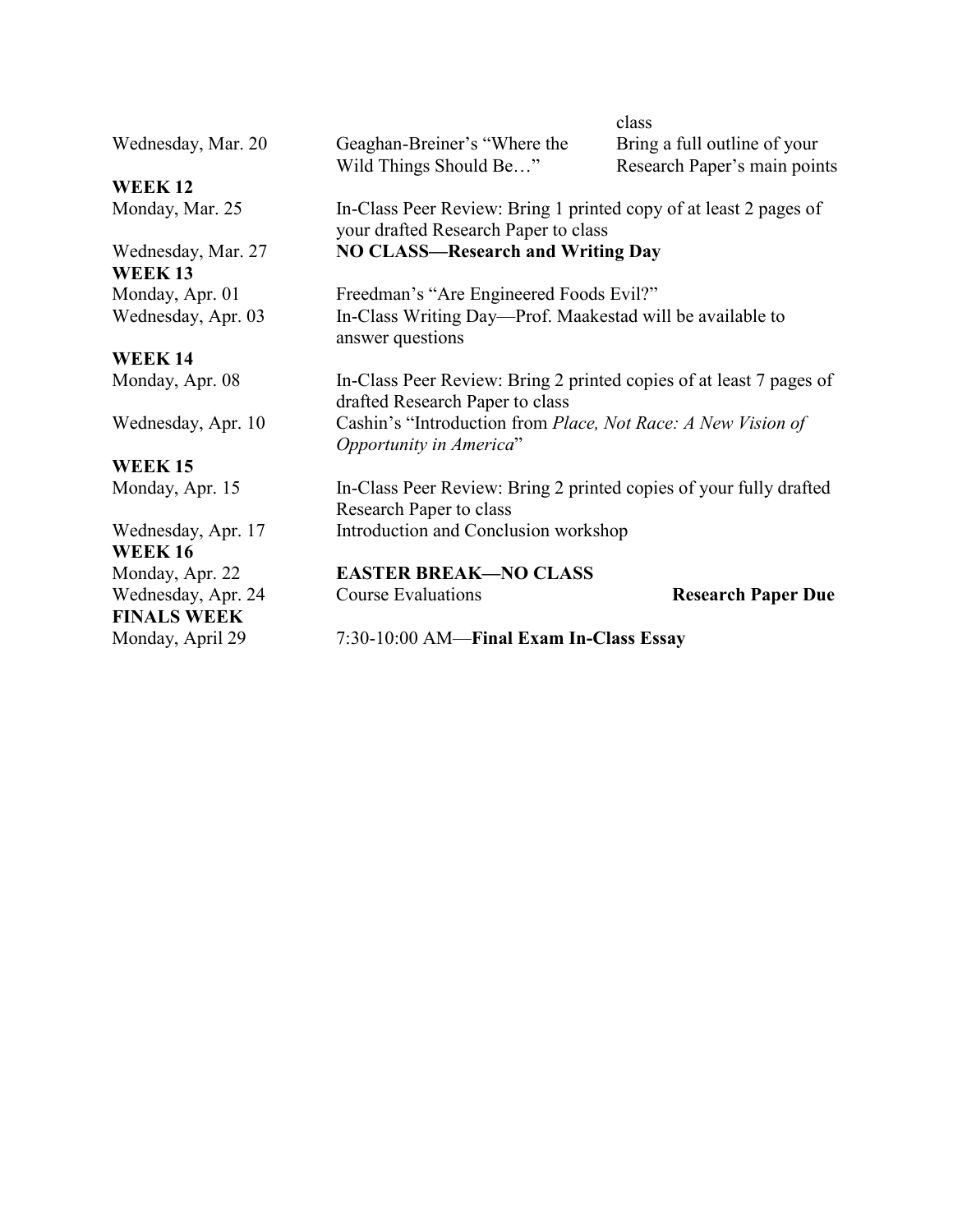| | | |
|---|---|---|
| | | class |
| Wednesday, Mar. 20 | Geaghan-Breiner's "Where the Wild Things Should Be…" | Bring a full outline of your Research Paper's main points |
| **WEEK 12** | | |
| Monday, Mar. 25 | In-Class Peer Review: Bring 1 printed copy of at least 2 pages of your drafted Research Paper to class | |
| Wednesday, Mar. 27 | **NO CLASS—Research and Writing Day** | |
| **WEEK 13** | | |
| Monday, Apr. 01 | Freedman's "Are Engineered Foods Evil?" | |
| Wednesday, Apr. 03 | In-Class Writing Day—Prof. Maakestad will be available to answer questions | |
| **WEEK 14** | | |
| Monday, Apr. 08 | In-Class Peer Review: Bring 2 printed copies of at least 7 pages of drafted Research Paper to class | |
| Wednesday, Apr. 10 | Cashin's "Introduction from *Place, Not Race: A New Vision of Opportunity in America*" | |
| **WEEK 15** | | |
| Monday, Apr. 15 | In-Class Peer Review: Bring 2 printed copies of your fully drafted Research Paper to class | |
| Wednesday, Apr. 17 | Introduction and Conclusion workshop | |
| **WEEK 16** | | |
| Monday, Apr. 22 | **EASTER BREAK—NO CLASS** | |
| Wednesday, Apr. 24 | Course Evaluations | **Research Paper Due** |
| **FINALS WEEK** | | |
| Monday, April 29 | 7:30-10:00 AM—**Final Exam In-Class Essay** | |